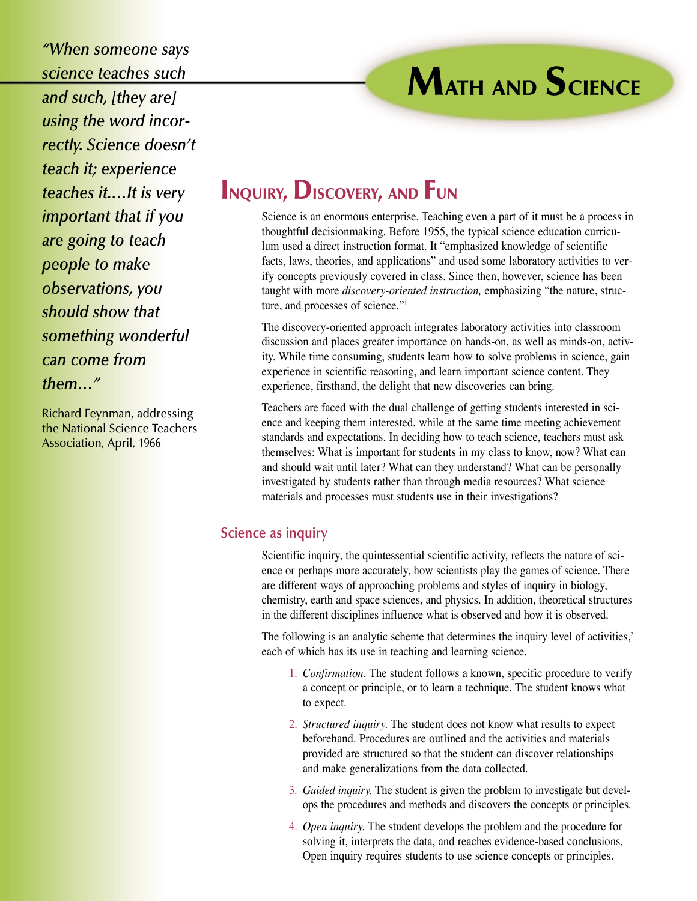# Math and Science

*"When someone says science teaches such and such, [they are] using the word incorrectly. Science doesn't teach it; experience teaches it....It is very important that if you are going to teach people to make observations, you should show that something wonderful can come from them..."*

Richard Feynman, addressing the National Science Teachers Association, April, 1966

## Inquiry, Discovery, and Fun

Science is an enormous enterprise. Teaching even a part of it must be a process in thoughtful decisionmaking. Before 1955, the typical science education curriculum used a direct instruction format. It "emphasized knowledge of scientific facts, laws, theories, and applications" and used some laboratory activities to verify concepts previously covered in class. Since then, however, science has been taught with more *discovery-oriented instruction,* emphasizing "the nature, structure, and processes of science."[1]

The discovery-oriented approach integrates laboratory activities into classroom discussion and places greater importance on hands-on, as well as minds-on, activity. While time consuming, students learn how to solve problems in science, gain experience in scientific reasoning, and learn important science content. They experience, firsthand, the delight that new discoveries can bring.

Teachers are faced with the dual challenge of getting students interested in science and keeping them interested, while at the same time meeting achievement standards and expectations. In deciding how to teach science, teachers must ask themselves: What is important for students in my class to know, now? What can and should wait until later? What can they understand? What can be personally investigated by students rather than through media resources? What science materials and processes must students use in their investigations?

### Science as inquiry

Scientific inquiry, the quintessential scientific activity, reflects the nature of science or perhaps more accurately, how scientists play the games of science. There are different ways of approaching problems and styles of inquiry in biology, chemistry, earth and space sciences, and physics. In addition, theoretical structures in the different disciplines influence what is observed and how it is observed.

The following is an analytic scheme that determines the inquiry level of activities,[2] each of which has its use in teaching and learning science.

1. *Confirmation*. The student follows a known, specific procedure to verify a concept or principle, or to learn a technique. The student knows what to expect.
2. *Structured inquiry.* The student does not know what results to expect beforehand. Procedures are outlined and the activities and materials provided are structured so that the student can discover relationships and make generalizations from the data collected.
3. *Guided inquiry.* The student is given the problem to investigate but develops the procedures and methods and discovers the concepts or principles.
4. *Open inquiry.* The student develops the problem and the procedure for solving it, interprets the data, and reaches evidence-based conclusions. Open inquiry requires students to use science concepts or principles.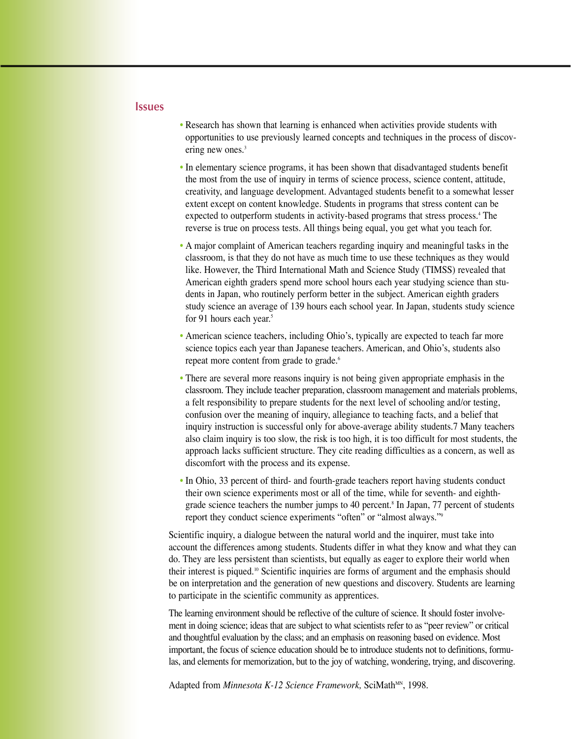## Issues

- Research has shown that learning is enhanced when activities provide students with opportunities to use previously learned concepts and techniques in the process of discovering new ones.[3]
- In elementary science programs, it has been shown that disadvantaged students benefit the most from the use of inquiry in terms of science process, science content, attitude, creativity, and language development. Advantaged students benefit to a somewhat lesser extent except on content knowledge. Students in programs that stress content can be expected to outperform students in activity-based programs that stress process.[4] The reverse is true on process tests. All things being equal, you get what you teach for.
- A major complaint of American teachers regarding inquiry and meaningful tasks in the classroom, is that they do not have as much time to use these techniques as they would like. However, the Third International Math and Science Study (TIMSS) revealed that American eighth graders spend more school hours each year studying science than students in Japan, who routinely perform better in the subject. American eighth graders study science an average of 139 hours each school year. In Japan, students study science for 91 hours each year.[5]
- American science teachers, including Ohio's, typically are expected to teach far more science topics each year than Japanese teachers. American, and Ohio's, students also repeat more content from grade to grade.[6]
- There are several more reasons inquiry is not being given appropriate emphasis in the classroom. They include teacher preparation, classroom management and materials problems, a felt responsibility to prepare students for the next level of schooling and/or testing, confusion over the meaning of inquiry, allegiance to teaching facts, and a belief that inquiry instruction is successful only for above-average ability students.7 Many teachers also claim inquiry is too slow, the risk is too high, it is too difficult for most students, the approach lacks sufficient structure. They cite reading difficulties as a concern, as well as discomfort with the process and its expense.
- In Ohio, 33 percent of third- and fourth-grade teachers report having students conduct their own science experiments most or all of the time, while for seventh- and eighth-grade science teachers the number jumps to 40 percent.[8] In Japan, 77 percent of students report they conduct science experiments "often" or "almost always."[9]

Scientific inquiry, a dialogue between the natural world and the inquirer, must take into account the differences among students. Students differ in what they know and what they can do. They are less persistent than scientists, but equally as eager to explore their world when their interest is piqued.[10] Scientific inquiries are forms of argument and the emphasis should be on interpretation and the generation of new questions and discovery. Students are learning to participate in the scientific community as apprentices.

The learning environment should be reflective of the culture of science. It should foster involvement in doing science; ideas that are subject to what scientists refer to as "peer review" or critical and thoughtful evaluation by the class; and an emphasis on reasoning based on evidence. Most important, the focus of science education should be to introduce students not to definitions, formulas, and elements for memorization, but to the joy of watching, wondering, trying, and discovering.

Adapted from *Minnesota K-12 Science Framework,* SciMath[MN], 1998.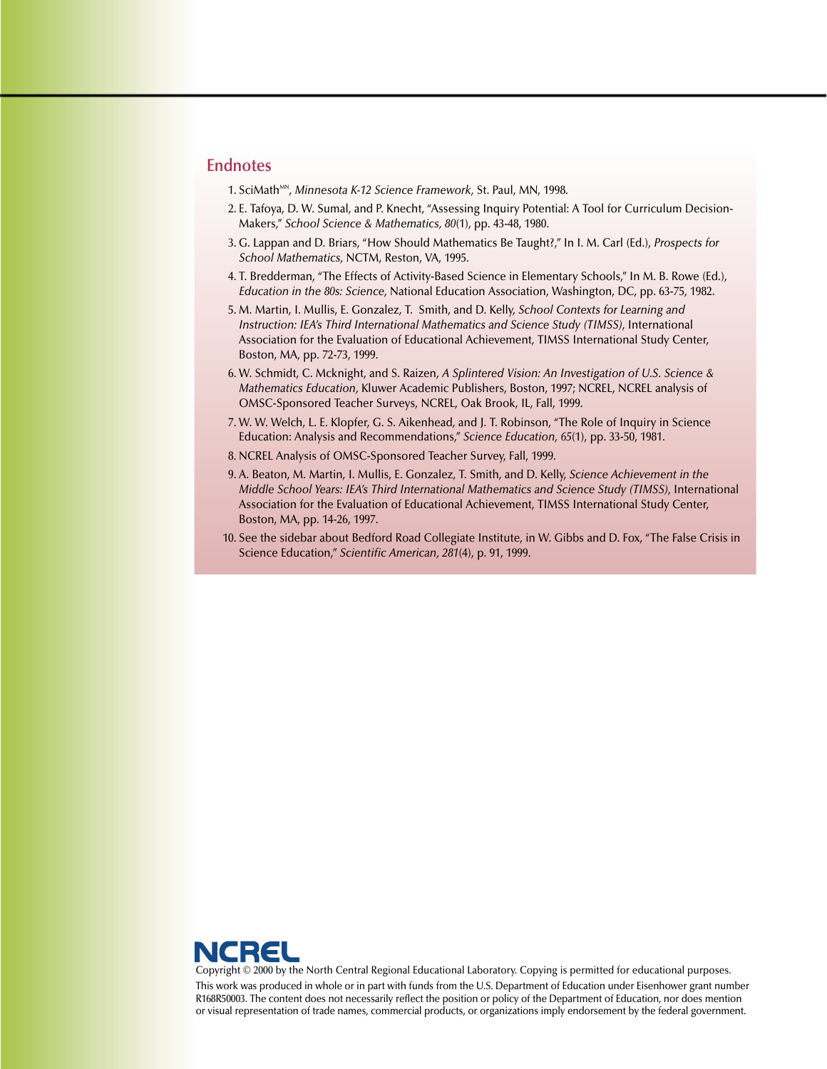## Endnotes

1. SciMath[MN], *Minnesota K-12 Science Framework*, St. Paul, MN, 1998.
2. E. Tafoya, D. W. Sumal, and P. Knecht, "Assessing Inquiry Potential: A Tool for Curriculum Decision-Makers," *School Science & Mathematics, 80*(1), pp. 43-48, 1980.
3. G. Lappan and D. Briars, "How Should Mathematics Be Taught?," In I. M. Carl (Ed.), *Prospects for School Mathematics*, NCTM, Reston, VA, 1995.
4. T. Bredderman, "The Effects of Activity-Based Science in Elementary Schools," In M. B. Rowe (Ed.), *Education in the 80s: Science*, National Education Association, Washington, DC, pp. 63-75, 1982.
5. M. Martin, I. Mullis, E. Gonzalez, T. Smith, and D. Kelly, *School Contexts for Learning and Instruction: IEA's Third International Mathematics and Science Study (TIMSS)*, International Association for the Evaluation of Educational Achievement, TIMSS International Study Center, Boston, MA, pp. 72-73, 1999.
6. W. Schmidt, C. Mcknight, and S. Raizen, *A Splintered Vision: An Investigation of U.S. Science & Mathematics Education*, Kluwer Academic Publishers, Boston, 1997; NCREL, NCREL analysis of OMSC-Sponsored Teacher Surveys, NCREL, Oak Brook, IL, Fall, 1999.
7. W. W. Welch, L. E. Klopfer, G. S. Aikenhead, and J. T. Robinson, "The Role of Inquiry in Science Education: Analysis and Recommendations," *Science Education, 65*(1), pp. 33-50, 1981.
8. NCREL Analysis of OMSC-Sponsored Teacher Survey, Fall, 1999.
9. A. Beaton, M. Martin, I. Mullis, E. Gonzalez, T. Smith, and D. Kelly, *Science Achievement in the Middle School Years: IEA's Third International Mathematics and Science Study (TIMSS)*, International Association for the Evaluation of Educational Achievement, TIMSS International Study Center, Boston, MA, pp. 14-26, 1997.
10. See the sidebar about Bedford Road Collegiate Institute, in W. Gibbs and D. Fox, "The False Crisis in Science Education," *Scientific American, 281*(4), p. 91, 1999.

NCREL

Copyright © 2000 by the North Central Regional Educational Laboratory. Copying is permitted for educational purposes.

This work was produced in whole or in part with funds from the U.S. Department of Education under Eisenhower grant number R168R50003. The content does not necessarily reflect the position or policy of the Department of Education, nor does mention or visual representation of trade names, commercial products, or organizations imply endorsement by the federal government.